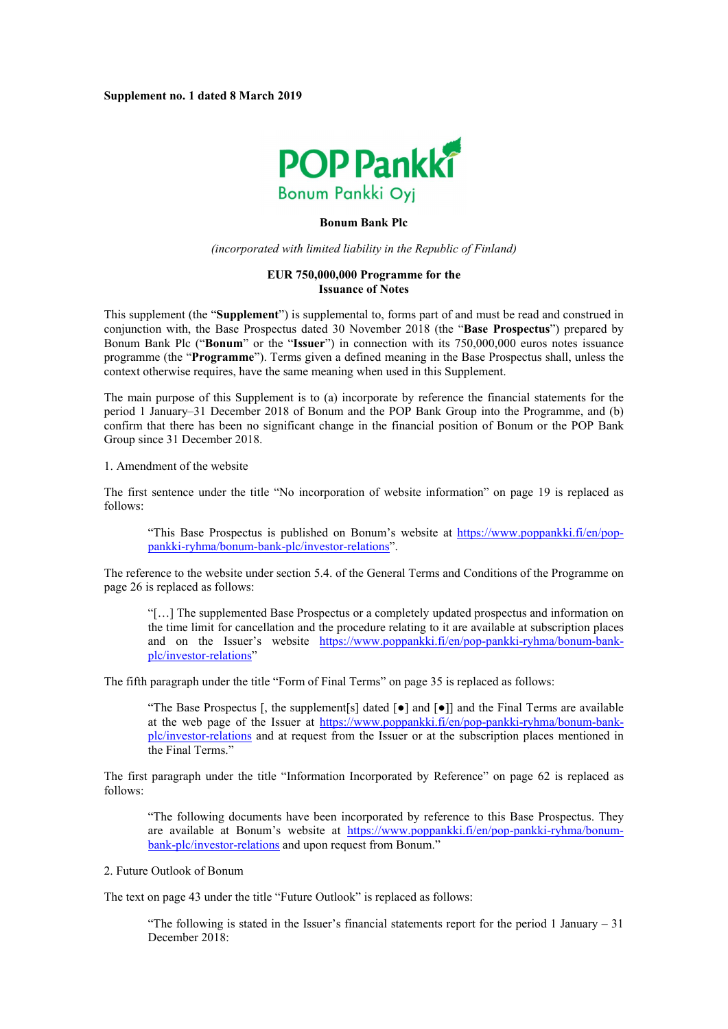**Supplement no. 1 dated 8 March 2019**

POP Pankki
Bonum Pankki Oyj

**Bonum Bank Plc**

*(incorporated with limited liability in the Republic of Finland)*

**EUR 750,000,000 Programme for the Issuance of Notes**

This supplement (the "**Supplement**") is supplemental to, forms part of and must be read and construed in conjunction with, the Base Prospectus dated 30 November 2018 (the "**Base Prospectus**") prepared by Bonum Bank Plc ("**Bonum**" or the "**Issuer**") in connection with its 750,000,000 euros notes issuance programme (the "**Programme**"). Terms given a defined meaning in the Base Prospectus shall, unless the context otherwise requires, have the same meaning when used in this Supplement.

The main purpose of this Supplement is to (a) incorporate by reference the financial statements for the period 1 January–31 December 2018 of Bonum and the POP Bank Group into the Programme, and (b) confirm that there has been no significant change in the financial position of Bonum or the POP Bank Group since 31 December 2018.

1. Amendment of the website

The first sentence under the title "No incorporation of website information" on page 19 is replaced as follows:

> "This Base Prospectus is published on Bonum's website at https://www.poppankki.fi/en/pop-pankki-ryhma/bonum-bank-plc/investor-relations".

The reference to the website under section 5.4. of the General Terms and Conditions of the Programme on page 26 is replaced as follows:

> "[…] The supplemented Base Prospectus or a completely updated prospectus and information on the time limit for cancellation and the procedure relating to it are available at subscription places and on the Issuer's website https://www.poppankki.fi/en/pop-pankki-ryhma/bonum-bank-plc/investor-relations"

The fifth paragraph under the title "Form of Final Terms" on page 35 is replaced as follows:

> "The Base Prospectus [, the supplement[s] dated [●] and [●]] and the Final Terms are available at the web page of the Issuer at https://www.poppankki.fi/en/pop-pankki-ryhma/bonum-bank-plc/investor-relations and at request from the Issuer or at the subscription places mentioned in the Final Terms."

The first paragraph under the title "Information Incorporated by Reference" on page 62 is replaced as follows:

> "The following documents have been incorporated by reference to this Base Prospectus. They are available at Bonum's website at https://www.poppankki.fi/en/pop-pankki-ryhma/bonum-bank-plc/investor-relations and upon request from Bonum."

2. Future Outlook of Bonum

The text on page 43 under the title "Future Outlook" is replaced as follows:

> "The following is stated in the Issuer's financial statements report for the period 1 January – 31 December 2018: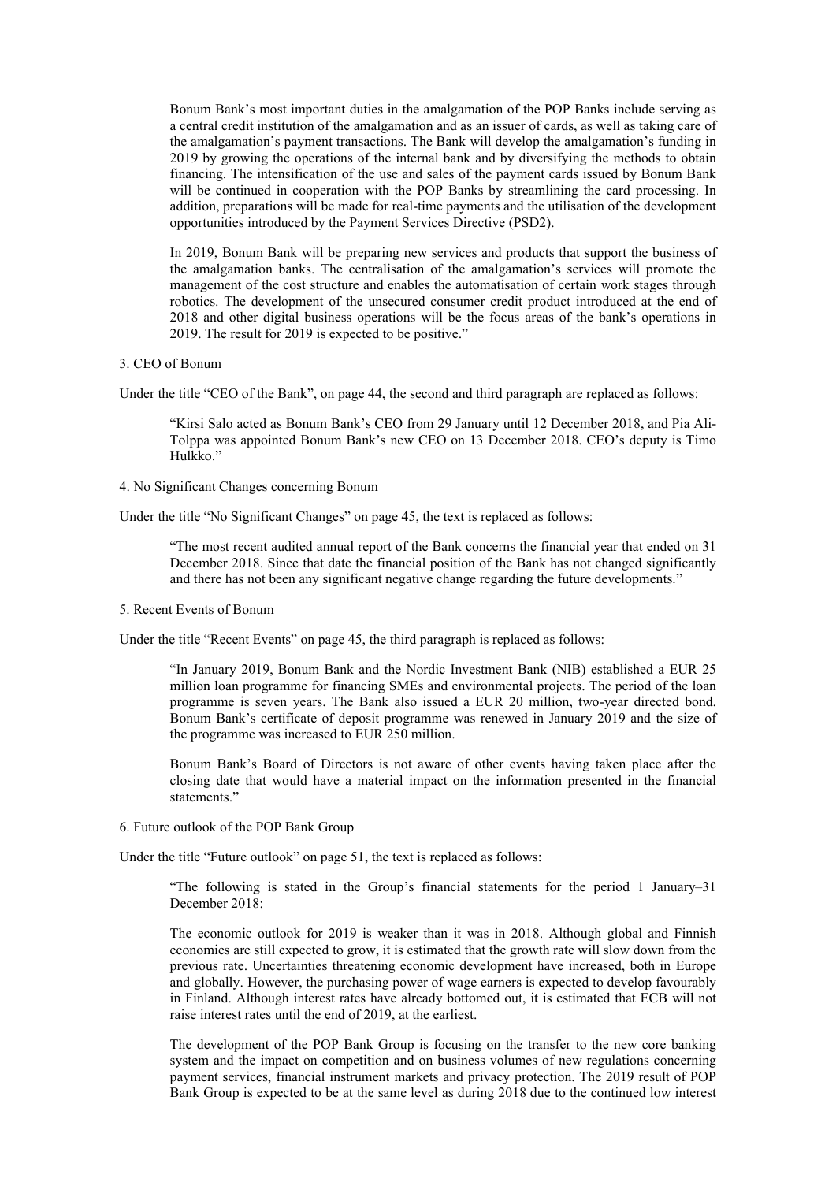> Bonum Bank's most important duties in the amalgamation of the POP Banks include serving as a central credit institution of the amalgamation and as an issuer of cards, as well as taking care of the amalgamation's payment transactions. The Bank will develop the amalgamation's funding in 2019 by growing the operations of the internal bank and by diversifying the methods to obtain financing. The intensification of the use and sales of the payment cards issued by Bonum Bank will be continued in cooperation with the POP Banks by streamlining the card processing. In addition, preparations will be made for real-time payments and the utilisation of the development opportunities introduced by the Payment Services Directive (PSD2).
>
> In 2019, Bonum Bank will be preparing new services and products that support the business of the amalgamation banks. The centralisation of the amalgamation's services will promote the management of the cost structure and enables the automatisation of certain work stages through robotics. The development of the unsecured consumer credit product introduced at the end of 2018 and other digital business operations will be the focus areas of the bank's operations in 2019. The result for 2019 is expected to be positive."

3. CEO of Bonum

Under the title "CEO of the Bank", on page 44, the second and third paragraph are replaced as follows:

> "Kirsi Salo acted as Bonum Bank's CEO from 29 January until 12 December 2018, and Pia Ali-Tolppa was appointed Bonum Bank's new CEO on 13 December 2018. CEO's deputy is Timo Hulkko."

4. No Significant Changes concerning Bonum

Under the title "No Significant Changes" on page 45, the text is replaced as follows:

> "The most recent audited annual report of the Bank concerns the financial year that ended on 31 December 2018. Since that date the financial position of the Bank has not changed significantly and there has not been any significant negative change regarding the future developments."

5. Recent Events of Bonum

Under the title "Recent Events" on page 45, the third paragraph is replaced as follows:

> "In January 2019, Bonum Bank and the Nordic Investment Bank (NIB) established a EUR 25 million loan programme for financing SMEs and environmental projects. The period of the loan programme is seven years. The Bank also issued a EUR 20 million, two-year directed bond. Bonum Bank's certificate of deposit programme was renewed in January 2019 and the size of the programme was increased to EUR 250 million.
>
> Bonum Bank's Board of Directors is not aware of other events having taken place after the closing date that would have a material impact on the information presented in the financial statements."

6. Future outlook of the POP Bank Group

Under the title "Future outlook" on page 51, the text is replaced as follows:

> "The following is stated in the Group's financial statements for the period 1 January–31 December 2018:
>
> The economic outlook for 2019 is weaker than it was in 2018. Although global and Finnish economies are still expected to grow, it is estimated that the growth rate will slow down from the previous rate. Uncertainties threatening economic development have increased, both in Europe and globally. However, the purchasing power of wage earners is expected to develop favourably in Finland. Although interest rates have already bottomed out, it is estimated that ECB will not raise interest rates until the end of 2019, at the earliest.
>
> The development of the POP Bank Group is focusing on the transfer to the new core banking system and the impact on competition and on business volumes of new regulations concerning payment services, financial instrument markets and privacy protection. The 2019 result of POP Bank Group is expected to be at the same level as during 2018 due to the continued low interest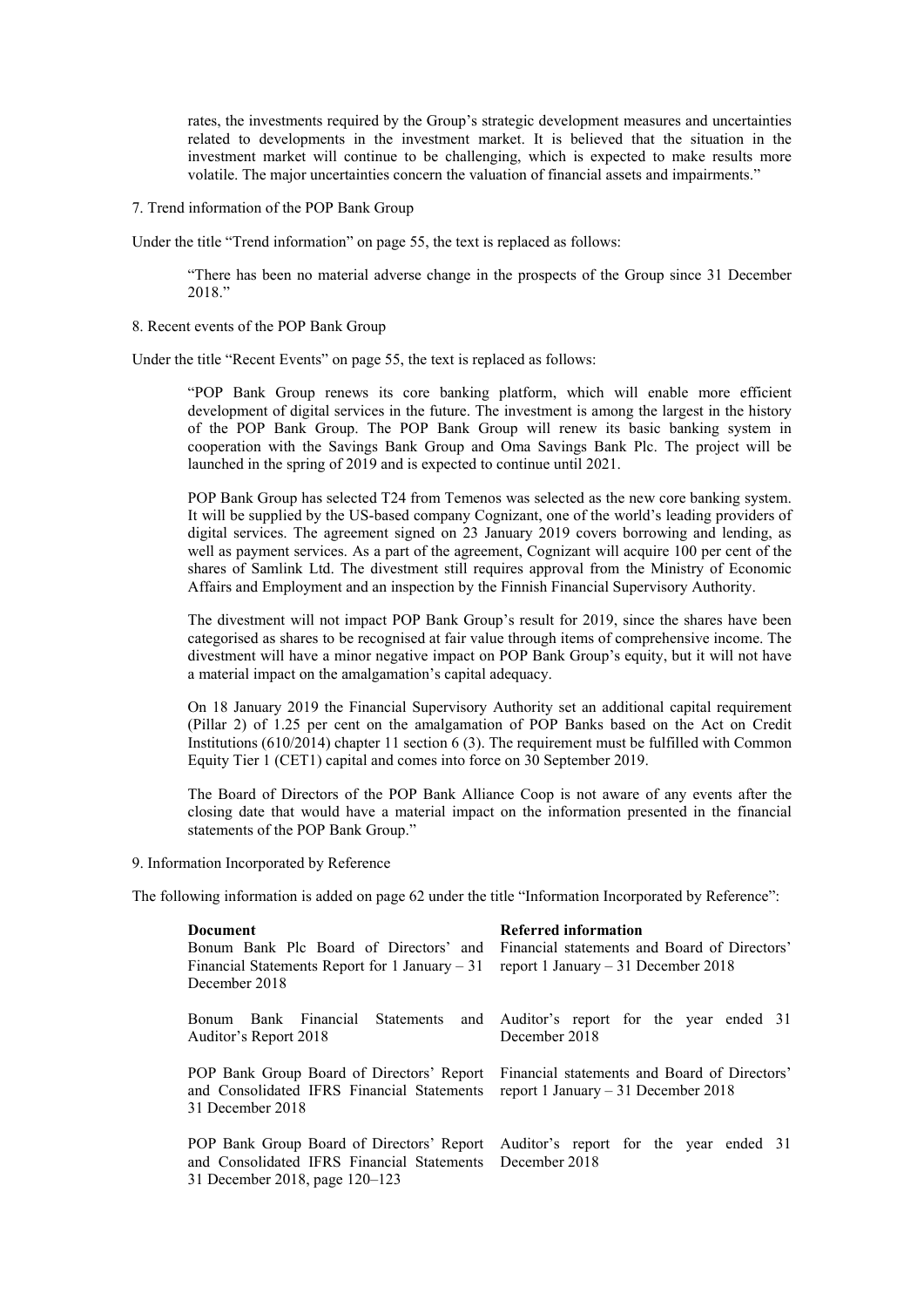rates, the investments required by the Group's strategic development measures and uncertainties related to developments in the investment market. It is believed that the situation in the investment market will continue to be challenging, which is expected to make results more volatile. The major uncertainties concern the valuation of financial assets and impairments."

7. Trend information of the POP Bank Group

Under the title "Trend information" on page 55, the text is replaced as follows:

> "There has been no material adverse change in the prospects of the Group since 31 December 2018."

8. Recent events of the POP Bank Group

Under the title "Recent Events" on page 55, the text is replaced as follows:

> "POP Bank Group renews its core banking platform, which will enable more efficient development of digital services in the future. The investment is among the largest in the history of the POP Bank Group. The POP Bank Group will renew its basic banking system in cooperation with the Savings Bank Group and Oma Savings Bank Plc. The project will be launched in the spring of 2019 and is expected to continue until 2021.
>
> POP Bank Group has selected T24 from Temenos was selected as the new core banking system. It will be supplied by the US-based company Cognizant, one of the world's leading providers of digital services. The agreement signed on 23 January 2019 covers borrowing and lending, as well as payment services. As a part of the agreement, Cognizant will acquire 100 per cent of the shares of Samlink Ltd. The divestment still requires approval from the Ministry of Economic Affairs and Employment and an inspection by the Finnish Financial Supervisory Authority.
>
> The divestment will not impact POP Bank Group's result for 2019, since the shares have been categorised as shares to be recognised at fair value through items of comprehensive income. The divestment will have a minor negative impact on POP Bank Group's equity, but it will not have a material impact on the amalgamation's capital adequacy.
>
> On 18 January 2019 the Financial Supervisory Authority set an additional capital requirement (Pillar 2) of 1.25 per cent on the amalgamation of POP Banks based on the Act on Credit Institutions (610/2014) chapter 11 section 6 (3). The requirement must be fulfilled with Common Equity Tier 1 (CET1) capital and comes into force on 30 September 2019.
>
> The Board of Directors of the POP Bank Alliance Coop is not aware of any events after the closing date that would have a material impact on the information presented in the financial statements of the POP Bank Group."

9. Information Incorporated by Reference

The following information is added on page 62 under the title "Information Incorporated by Reference":

| Document | Referred information |
|---|---|
| Bonum Bank Plc Board of Directors' and Financial Statements Report for 1 January – 31 December 2018 | Financial statements and Board of Directors' report 1 January – 31 December 2018 |
| Bonum Bank Financial Statements and Auditor's Report 2018 | Auditor's report for the year ended 31 December 2018 |
| POP Bank Group Board of Directors' Report and Consolidated IFRS Financial Statements 31 December 2018 | Financial statements and Board of Directors' report 1 January – 31 December 2018 |
| POP Bank Group Board of Directors' Report and Consolidated IFRS Financial Statements 31 December 2018, page 120–123 | Auditor's report for the year ended 31 December 2018 |